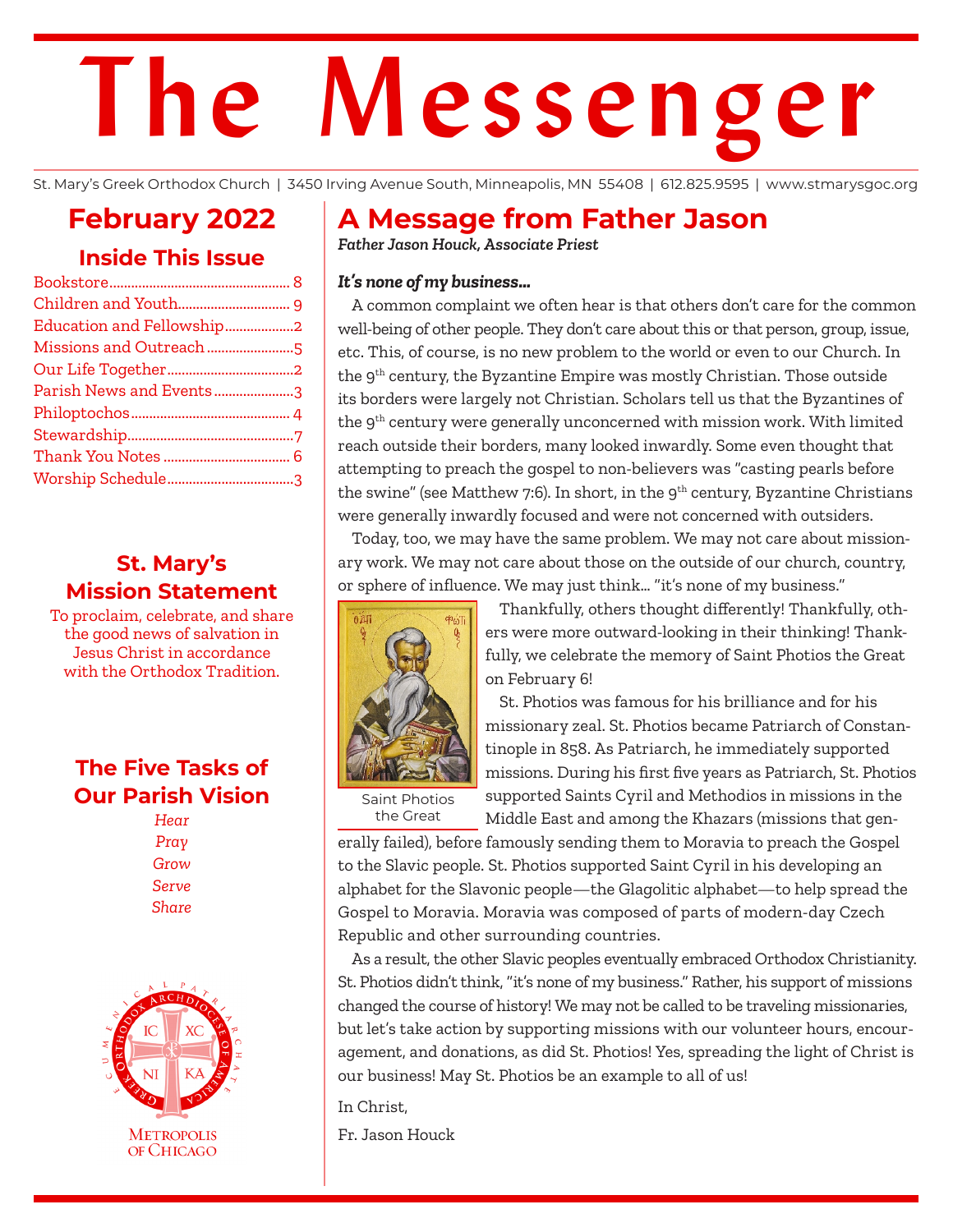# The Messenger

St. Mary's Greek Orthodox Church | 3450 Irving Avenue South, Minneapolis, MN 55408 | 612.825.9595 | www.stmarysgoc.org

## February 2022

### Inside This Issue

- Bookstore.......8
- Children and Youth.......9
- Education and Fellowship.......2
- Missions and Outreach.......5
- Our Life Together.......2
- Parish News and Events.......3
- Philoptochos.......4
- Stewardship.......7
- Thank You Notes.......6
- Worship Schedule.......3

### St. Mary's Mission Statement

To proclaim, celebrate, and share the good news of salvation in Jesus Christ in accordance with the Orthodox Tradition.

### The Five Tasks of Our Parish Vision

*Hear*
*Pray*
*Grow*
*Serve*
*Share*

Metropolis of Chicago

## A Message from Father Jason

*Father Jason Houck, Associate Priest*

***It's none of my business...***

A common complaint we often hear is that others don't care for the common well-being of other people. They don't care about this or that person, group, issue, etc. This, of course, is no new problem to the world or even to our Church. In the 9th century, the Byzantine Empire was mostly Christian. Those outside its borders were largely not Christian. Scholars tell us that the Byzantines of the 9th century were generally unconcerned with mission work. With limited reach outside their borders, many looked inwardly. Some even thought that attempting to preach the gospel to non-believers was "casting pearls before the swine" (see Matthew 7:6). In short, in the 9th century, Byzantine Christians were generally inwardly focused and were not concerned with outsiders.

Today, too, we may have the same problem. We may not care about missionary work. We may not care about those on the outside of our church, country, or sphere of influence. We may just think... "it's none of my business."

Saint Photios the Great

Thankfully, others thought differently! Thankfully, others were more outward-looking in their thinking! Thankfully, we celebrate the memory of Saint Photios the Great on February 6!

St. Photios was famous for his brilliance and for his missionary zeal. St. Photios became Patriarch of Constantinople in 858. As Patriarch, he immediately supported missions. During his first five years as Patriarch, St. Photios supported Saints Cyril and Methodios in missions in the Middle East and among the Khazars (missions that generally failed), before famously sending them to Moravia to preach the Gospel to the Slavic people. St. Photios supported Saint Cyril in his developing an alphabet for the Slavonic people—the Glagolitic alphabet—to help spread the Gospel to Moravia. Moravia was composed of parts of modern-day Czech Republic and other surrounding countries.

As a result, the other Slavic peoples eventually embraced Orthodox Christianity. St. Photios didn't think, "it's none of my business." Rather, his support of missions changed the course of history! We may not be called to be traveling missionaries, but let's take action by supporting missions with our volunteer hours, encouragement, and donations, as did St. Photios! Yes, spreading the light of Christ is our business! May St. Photios be an example to all of us!

In Christ,

Fr. Jason Houck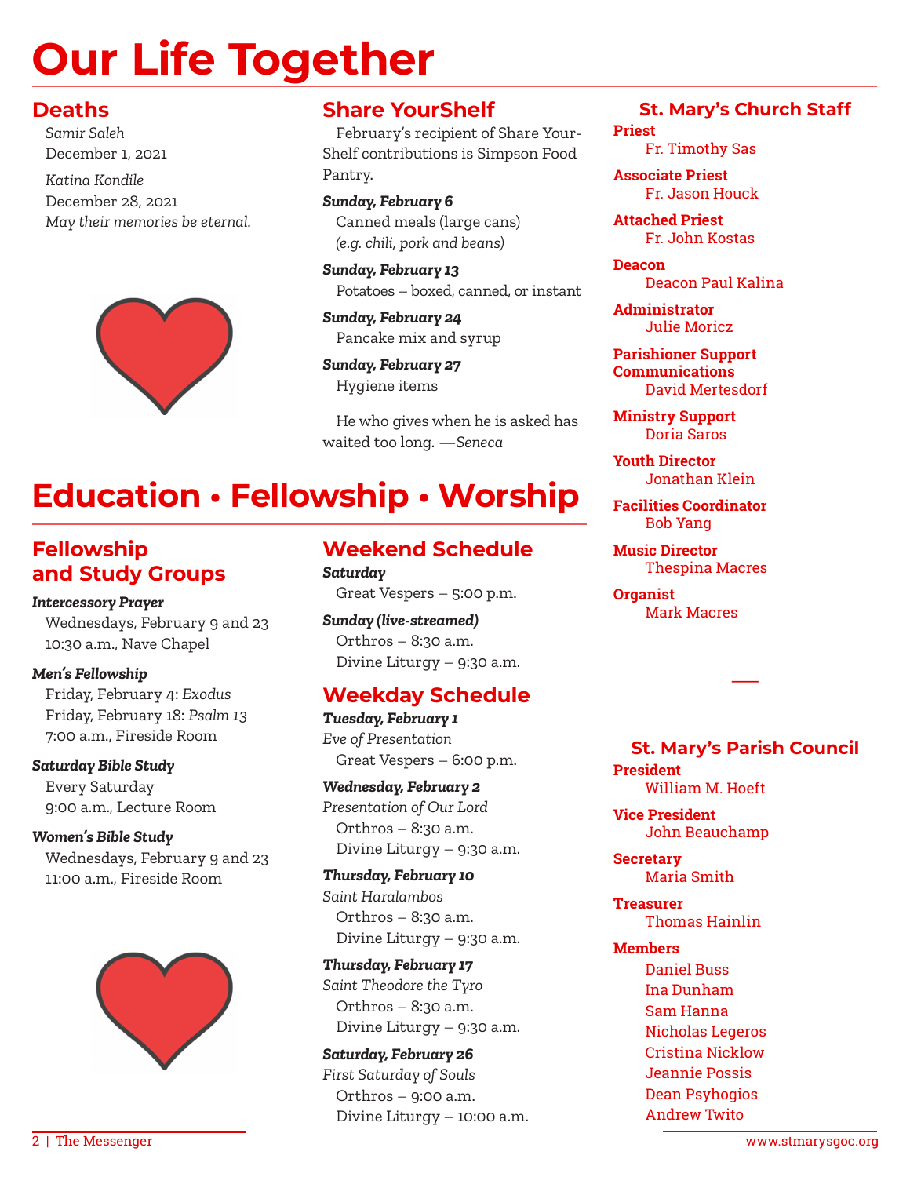# Our Life Together

## Deaths

*Samir Saleh*
December 1, 2021

*Katina Kondile*
December 28, 2021

*May their memories be eternal.*

## Share YourShelf

February's recipient of Share YourShelf contributions is Simpson Food Pantry.

***Sunday, February 6***
Canned meals (large cans)
*(e.g. chili, pork and beans)*

***Sunday, February 13***
Potatoes – boxed, canned, or instant

***Sunday, February 24***
Pancake mix and syrup

***Sunday, February 27***
Hygiene items

He who gives when he is asked has waited too long. —*Seneca*

# Education • Fellowship • Worship

## Fellowship and Study Groups

***Intercessory Prayer***
Wednesdays, February 9 and 23
10:30 a.m., Nave Chapel

***Men's Fellowship***
Friday, February 4: *Exodus*
Friday, February 18: *Psalm 13*
7:00 a.m., Fireside Room

***Saturday Bible Study***
Every Saturday
9:00 a.m., Lecture Room

***Women's Bible Study***
Wednesdays, February 9 and 23
11:00 a.m., Fireside Room

## Weekend Schedule

***Saturday***
Great Vespers – 5:00 p.m.

***Sunday (live-streamed)***
Orthros – 8:30 a.m.
Divine Liturgy – 9:30 a.m.

## Weekday Schedule

***Tuesday, February 1***
*Eve of Presentation*
Great Vespers – 6:00 p.m.

***Wednesday, February 2***
*Presentation of Our Lord*
Orthros – 8:30 a.m.
Divine Liturgy – 9:30 a.m.

***Thursday, February 10***
*Saint Haralambos*
Orthros – 8:30 a.m.
Divine Liturgy – 9:30 a.m.

***Thursday, February 17***
*Saint Theodore the Tyro*
Orthros – 8:30 a.m.
Divine Liturgy – 9:30 a.m.

***Saturday, February 26***
*First Saturday of Souls*
Orthros – 9:00 a.m.
Divine Liturgy – 10:00 a.m.

## St. Mary's Church Staff

**Priest**
Fr. Timothy Sas

**Associate Priest**
Fr. Jason Houck

**Attached Priest**
Fr. John Kostas

**Deacon**
Deacon Paul Kalina

**Administrator**
Julie Moricz

**Parishioner Support Communications**
David Mertesdorf

**Ministry Support**
Doria Saros

**Youth Director**
Jonathan Klein

**Facilities Coordinator**
Bob Yang

**Music Director**
Thespina Macres

**Organist**
Mark Macres

## St. Mary's Parish Council

**President**
William M. Hoeft

**Vice President**
John Beauchamp

**Secretary**
Maria Smith

**Treasurer**
Thomas Hainlin

**Members**
Daniel Buss
Ina Dunham
Sam Hanna
Nicholas Legeros
Cristina Nicklow
Jeannie Possis
Dean Psyhogios
Andrew Twito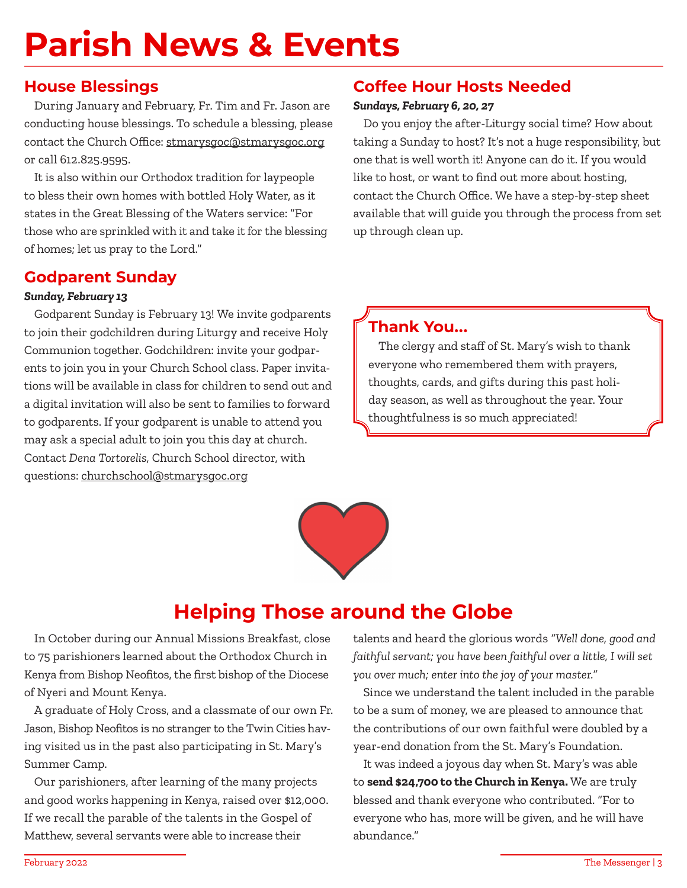# Parish News & Events

## House Blessings

During January and February, Fr. Tim and Fr. Jason are conducting house blessings. To schedule a blessing, please contact the Church Office: stmarysgoc@stmarysgoc.org or call 612.825.9595.

It is also within our Orthodox tradition for laypeople to bless their own homes with bottled Holy Water, as it states in the Great Blessing of the Waters service: "For those who are sprinkled with it and take it for the blessing of homes; let us pray to the Lord."

## Godparent Sunday

***Sunday, February 13***

Godparent Sunday is February 13! We invite godparents to join their godchildren during Liturgy and receive Holy Communion together. Godchildren: invite your godparents to join you in your Church School class. Paper invitations will be available in class for children to send out and a digital invitation will also be sent to families to forward to godparents. If your godparent is unable to attend you may ask a special adult to join you this day at church. Contact *Dena Tortorelis*, Church School director, with questions: churchschool@stmarysgoc.org

## Coffee Hour Hosts Needed

***Sundays, February 6, 20, 27***

Do you enjoy the after-Liturgy social time? How about taking a Sunday to host? It's not a huge responsibility, but one that is well worth it! Anyone can do it. If you would like to host, or want to find out more about hosting, contact the Church Office. We have a step-by-step sheet available that will guide you through the process from set up through clean up.

## Thank You...

The clergy and staff of St. Mary's wish to thank everyone who remembered them with prayers, thoughts, cards, and gifts during this past holiday season, as well as throughout the year. Your thoughtfulness is so much appreciated!

## Helping Those around the Globe

In October during our Annual Missions Breakfast, close to 75 parishioners learned about the Orthodox Church in Kenya from Bishop Neofitos, the first bishop of the Diocese of Nyeri and Mount Kenya.

A graduate of Holy Cross, and a classmate of our own Fr. Jason, Bishop Neofitos is no stranger to the Twin Cities having visited us in the past also participating in St. Mary's Summer Camp.

Our parishioners, after learning of the many projects and good works happening in Kenya, raised over $12,000. If we recall the parable of the talents in the Gospel of Matthew, several servants were able to increase their talents and heard the glorious words *"Well done, good and faithful servant; you have been faithful over a little, I will set you over much; enter into the joy of your master."*

Since we understand the talent included in the parable to be a sum of money, we are pleased to announce that the contributions of our own faithful were doubled by a year-end donation from the St. Mary's Foundation.

It was indeed a joyous day when St. Mary's was able to **send $24,700 to the Church in Kenya.** We are truly blessed and thank everyone who contributed. "For to everyone who has, more will be given, and he will have abundance."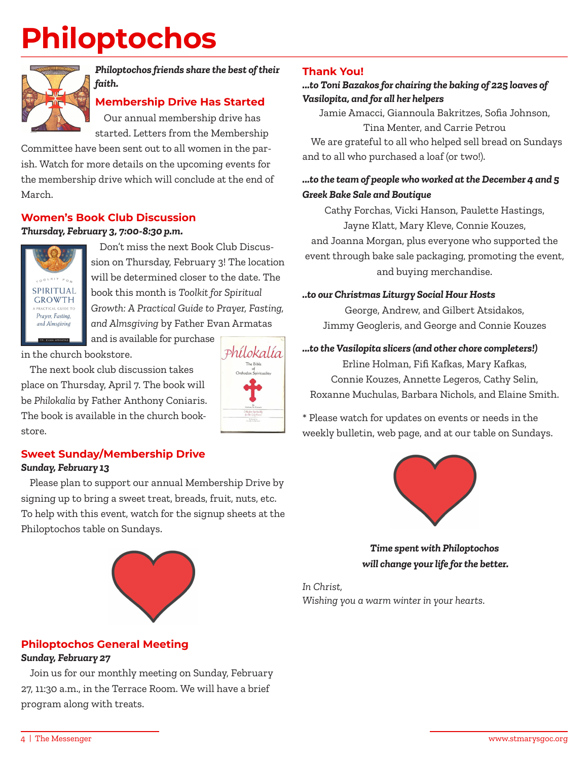# Philoptochos

***Philoptochos friends share the best of their faith.***

## Membership Drive Has Started

Our annual membership drive has started. Letters from the Membership Committee have been sent out to all women in the parish. Watch for more details on the upcoming events for the membership drive which will conclude at the end of March.

## Women's Book Club Discussion

***Thursday, February 3, 7:00-8:30 p.m.***

Don't miss the next Book Club Discussion on Thursday, February 3! The location will be determined closer to the date. The book this month is *Toolkit for Spiritual Growth: A Practical Guide to Prayer, Fasting, and Almsgiving* by Father Evan Armatas and is available for purchase in the church bookstore.

The next book club discussion takes place on Thursday, April 7. The book will be *Philokalia* by Father Anthony Coniaris. The book is available in the church bookstore.

## Sweet Sunday/Membership Drive

***Sunday, February 13***

Please plan to support our annual Membership Drive by signing up to bring a sweet treat, breads, fruit, nuts, etc. To help with this event, watch for the signup sheets at the Philoptochos table on Sundays.

## Philoptochos General Meeting

***Sunday, February 27***

Join us for our monthly meeting on Sunday, February 27, 11:30 a.m., in the Terrace Room. We will have a brief program along with treats.

## Thank You!

***...to Toni Bazakos for chairing the baking of 225 loaves of Vasilopita, and for all her helpers***

Jamie Amacci, Giannoula Bakritzes, Sofia Johnson, Tina Menter, and Carrie Petrou

We are grateful to all who helped sell bread on Sundays and to all who purchased a loaf (or two!).

***...to the team of people who worked at the December 4 and 5 Greek Bake Sale and Boutique***

Cathy Forchas, Vicki Hanson, Paulette Hastings, Jayne Klatt, Mary Kleve, Connie Kouzes, and Joanna Morgan, plus everyone who supported the event through bake sale packaging, promoting the event, and buying merchandise.

***..to our Christmas Liturgy Social Hour Hosts***

George, Andrew, and Gilbert Atsidakos, Jimmy Geogleris, and George and Connie Kouzes

***...to the Vasilopita slicers (and other chore completers!)***

Erline Holman, Fifi Kafkas, Mary Kafkas, Connie Kouzes, Annette Legeros, Cathy Selin, Roxanne Muchulas, Barbara Nichols, and Elaine Smith.

* Please watch for updates on events or needs in the weekly bulletin, web page, and at our table on Sundays.

***Time spent with Philoptochos will change your life for the better.***

*In Christ,*
*Wishing you a warm winter in your hearts.*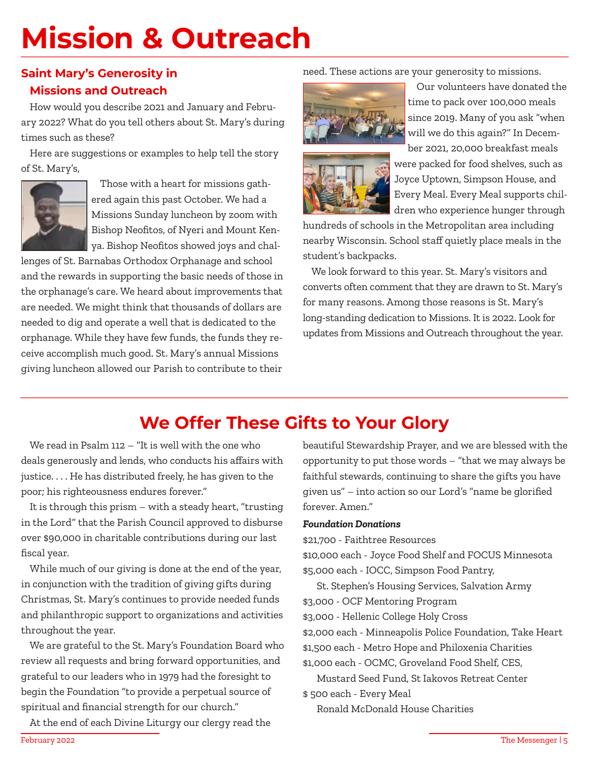# Mission & Outreach

## Saint Mary's Generosity in Missions and Outreach

How would you describe 2021 and January and February 2022? What do you tell others about St. Mary's during times such as these?

Here are suggestions or examples to help tell the story of St. Mary's,

Those with a heart for missions gathered again this past October. We had a Missions Sunday luncheon by zoom with Bishop Neofitos, of Nyeri and Mount Kenya. Bishop Neofitos showed joys and challenges of St. Barnabas Orthodox Orphanage and school and the rewards in supporting the basic needs of those in the orphanage's care. We heard about improvements that are needed. We might think that thousands of dollars are needed to dig and operate a well that is dedicated to the orphanage. While they have few funds, the funds they receive accomplish much good. St. Mary's annual Missions giving luncheon allowed our Parish to contribute to their need. These actions are your generosity to missions.

Our volunteers have donated the time to pack over 100,000 meals since 2019. Many of you ask "when will we do this again?" In December 2021, 20,000 breakfast meals were packed for food shelves, such as Joyce Uptown, Simpson House, and Every Meal. Every Meal supports children who experience hunger through hundreds of schools in the Metropolitan area including nearby Wisconsin. School staff quietly place meals in the student's backpacks.

We look forward to this year. St. Mary's visitors and converts often comment that they are drawn to St. Mary's for many reasons. Among those reasons is St. Mary's long-standing dedication to Missions. It is 2022. Look for updates from Missions and Outreach throughout the year.

## We Offer These Gifts to Your Glory

We read in Psalm 112 – "It is well with the one who deals generously and lends, who conducts his affairs with justice. . . . He has distributed freely, he has given to the poor; his righteousness endures forever."

It is through this prism – with a steady heart, "trusting in the Lord" that the Parish Council approved to disburse over $90,000 in charitable contributions during our last fiscal year.

While much of our giving is done at the end of the year, in conjunction with the tradition of giving gifts during Christmas, St. Mary's continues to provide needed funds and philanthropic support to organizations and activities throughout the year.

We are grateful to the St. Mary's Foundation Board who review all requests and bring forward opportunities, and grateful to our leaders who in 1979 had the foresight to begin the Foundation "to provide a perpetual source of spiritual and financial strength for our church."

At the end of each Divine Liturgy our clergy read the beautiful Stewardship Prayer, and we are blessed with the opportunity to put those words – "that we may always be faithful stewards, continuing to share the gifts you have given us" – into action so our Lord's "name be glorified forever. Amen."

***Foundation Donations***

$21,700 - Faithtree Resources
$10,000 each - Joyce Food Shelf and FOCUS Minnesota
$5,000 each - IOCC, Simpson Food Pantry,
St. Stephen's Housing Services, Salvation Army
$3,000 - OCF Mentoring Program
$3,000 - Hellenic College Holy Cross
$2,000 each - Minneapolis Police Foundation, Take Heart
$1,500 each - Metro Hope and Philoxenia Charities
$1,000 each - OCMC, Groveland Food Shelf, CES,
Mustard Seed Fund, St Iakovos Retreat Center
$ 500 each - Every Meal
Ronald McDonald House Charities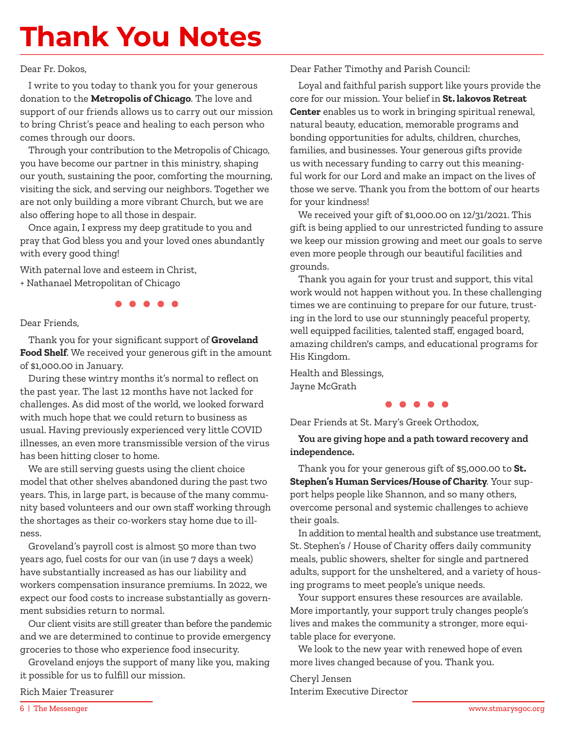# Thank You Notes

Dear Fr. Dokos,

I write to you today to thank you for your generous donation to the **Metropolis of Chicago**. The love and support of our friends allows us to carry out our mission to bring Christ's peace and healing to each person who comes through our doors.

Through your contribution to the Metropolis of Chicago, you have become our partner in this ministry, shaping our youth, sustaining the poor, comforting the mourning, visiting the sick, and serving our neighbors. Together we are not only building a more vibrant Church, but we are also offering hope to all those in despair.

Once again, I express my deep gratitude to you and pray that God bless you and your loved ones abundantly with every good thing!

With paternal love and esteem in Christ,
+ Nathanael Metropolitan of Chicago

• • • • •

Dear Friends,

Thank you for your significant support of **Groveland Food Shelf**. We received your generous gift in the amount of $1,000.00 in January.

During these wintry months it's normal to reflect on the past year. The last 12 months have not lacked for challenges. As did most of the world, we looked forward with much hope that we could return to business as usual. Having previously experienced very little COVID illnesses, an even more transmissible version of the virus has been hitting closer to home.

We are still serving guests using the client choice model that other shelves abandoned during the past two years. This, in large part, is because of the many community based volunteers and our own staff working through the shortages as their co-workers stay home due to illness.

Groveland's payroll cost is almost 50 more than two years ago, fuel costs for our van (in use 7 days a week) have substantially increased as has our liability and workers compensation insurance premiums. In 2022, we expect our food costs to increase substantially as government subsidies return to normal.

Our client visits are still greater than before the pandemic and we are determined to continue to provide emergency groceries to those who experience food insecurity.

Groveland enjoys the support of many like you, making it possible for us to fulfill our mission.

Rich Maier Treasurer

Dear Father Timothy and Parish Council:

Loyal and faithful parish support like yours provide the core for our mission. Your belief in **St. Iakovos Retreat Center** enables us to work in bringing spiritual renewal, natural beauty, education, memorable programs and bonding opportunities for adults, children, churches, families, and businesses. Your generous gifts provide us with necessary funding to carry out this meaningful work for our Lord and make an impact on the lives of those we serve. Thank you from the bottom of our hearts for your kindness!

We received your gift of $1,000.00 on 12/31/2021. This gift is being applied to our unrestricted funding to assure we keep our mission growing and meet our goals to serve even more people through our beautiful facilities and grounds.

Thank you again for your trust and support, this vital work would not happen without you. In these challenging times we are continuing to prepare for our future, trusting in the lord to use our stunningly peaceful property, well equipped facilities, talented staff, engaged board, amazing children's camps, and educational programs for His Kingdom.

Health and Blessings,
Jayne McGrath

• • • • •

Dear Friends at St. Mary's Greek Orthodox,

**You are giving hope and a path toward recovery and independence.**

Thank you for your generous gift of $5,000.00 to **St. Stephen's Human Services/House of Charity**. Your support helps people like Shannon, and so many others, overcome personal and systemic challenges to achieve their goals.

In addition to mental health and substance use treatment, St. Stephen's / House of Charity offers daily community meals, public showers, shelter for single and partnered adults, support for the unsheltered, and a variety of housing programs to meet people's unique needs.

Your support ensures these resources are available. More importantly, your support truly changes people's lives and makes the community a stronger, more equitable place for everyone.

We look to the new year with renewed hope of even more lives changed because of you. Thank you.

Cheryl Jensen
Interim Executive Director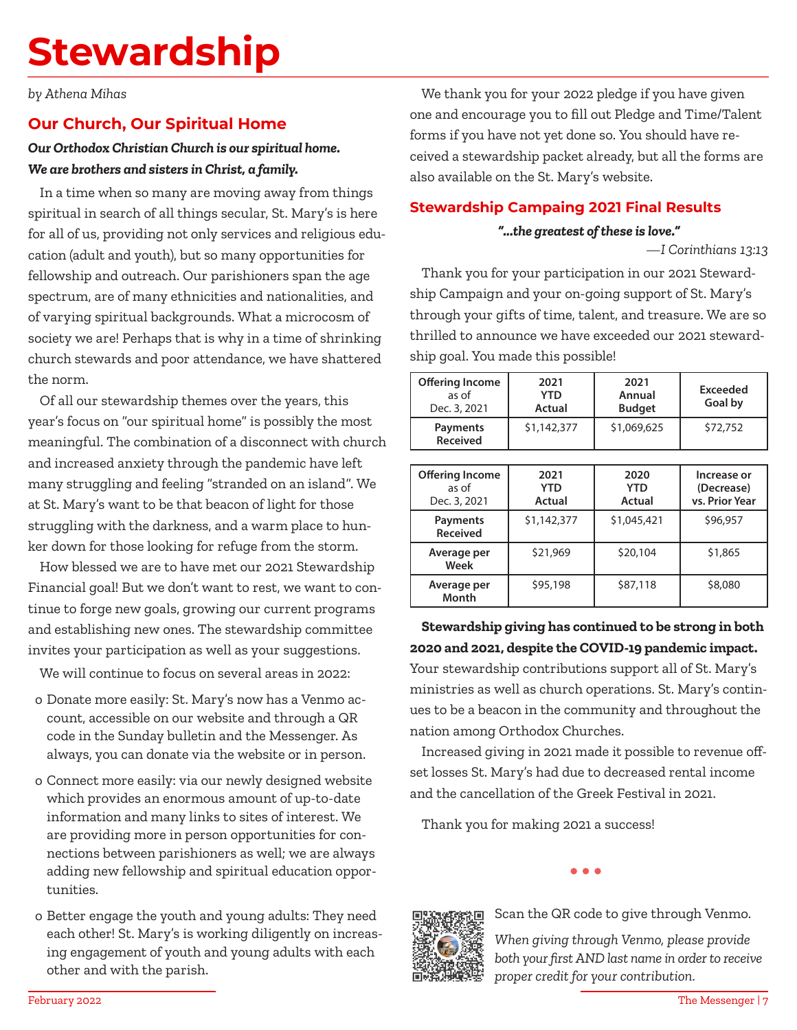# Stewardship

*by Athena Mihas*

## Our Church, Our Spiritual Home

***Our Orthodox Christian Church is our spiritual home. We are brothers and sisters in Christ, a family.***

In a time when so many are moving away from things spiritual in search of all things secular, St. Mary's is here for all of us, providing not only services and religious education (adult and youth), but so many opportunities for fellowship and outreach. Our parishioners span the age spectrum, are of many ethnicities and nationalities, and of varying spiritual backgrounds. What a microcosm of society we are! Perhaps that is why in a time of shrinking church stewards and poor attendance, we have shattered the norm.

Of all our stewardship themes over the years, this year's focus on "our spiritual home" is possibly the most meaningful. The combination of a disconnect with church and increased anxiety through the pandemic have left many struggling and feeling "stranded on an island". We at St. Mary's want to be that beacon of light for those struggling with the darkness, and a warm place to hunker down for those looking for refuge from the storm.

How blessed we are to have met our 2021 Stewardship Financial goal! But we don't want to rest, we want to continue to forge new goals, growing our current programs and establishing new ones. The stewardship committee invites your participation as well as your suggestions.

We will continue to focus on several areas in 2022:

- Donate more easily: St. Mary's now has a Venmo account, accessible on our website and through a QR code in the Sunday bulletin and the Messenger. As always, you can donate via the website or in person.
- Connect more easily: via our newly designed website which provides an enormous amount of up-to-date information and many links to sites of interest. We are providing more in person opportunities for connections between parishioners as well; we are always adding new fellowship and spiritual education opportunities.
- Better engage the youth and young adults: They need each other! St. Mary's is working diligently on increasing engagement of youth and young adults with each other and with the parish.

We thank you for your 2022 pledge if you have given one and encourage you to fill out Pledge and Time/Talent forms if you have not yet done so. You should have received a stewardship packet already, but all the forms are also available on the St. Mary's website.

## Stewardship Campaing 2021 Final Results

***"...the greatest of these is love."***

*—I Corinthians 13:13*

Thank you for your participation in our 2021 Stewardship Campaign and your on-going support of St. Mary's through your gifts of time, talent, and treasure. We are so thrilled to announce we have exceeded our 2021 stewardship goal. You made this possible!

| Offering Income as of Dec. 3, 2021 | 2021 YTD Actual | 2021 Annual Budget | Exceeded Goal by |
|---|---|---|---|
| **Payments Received** | $1,142,377 | $1,069,625 | $72,752 |

| Offering Income as of Dec. 3, 2021 | 2021 YTD Actual | 2020 YTD Actual | Increase or (Decrease) vs. Prior Year |
|---|---|---|---|
| **Payments Received** | $1,142,377 | $1,045,421 | $96,957 |
| **Average per Week** | $21,969 | $20,104 | $1,865 |
| **Average per Month** | $95,198 | $87,118 | $8,080 |

**Stewardship giving has continued to be strong in both 2020 and 2021, despite the COVID-19 pandemic impact.** Your stewardship contributions support all of St. Mary's ministries as well as church operations. St. Mary's continues to be a beacon in the community and throughout the nation among Orthodox Churches.

Increased giving in 2021 made it possible to revenue offset losses St. Mary's had due to decreased rental income and the cancellation of the Greek Festival in 2021.

Thank you for making 2021 a success!

• • •

Scan the QR code to give through Venmo.

*When giving through Venmo, please provide both your first AND last name in order to receive proper credit for your contribution.*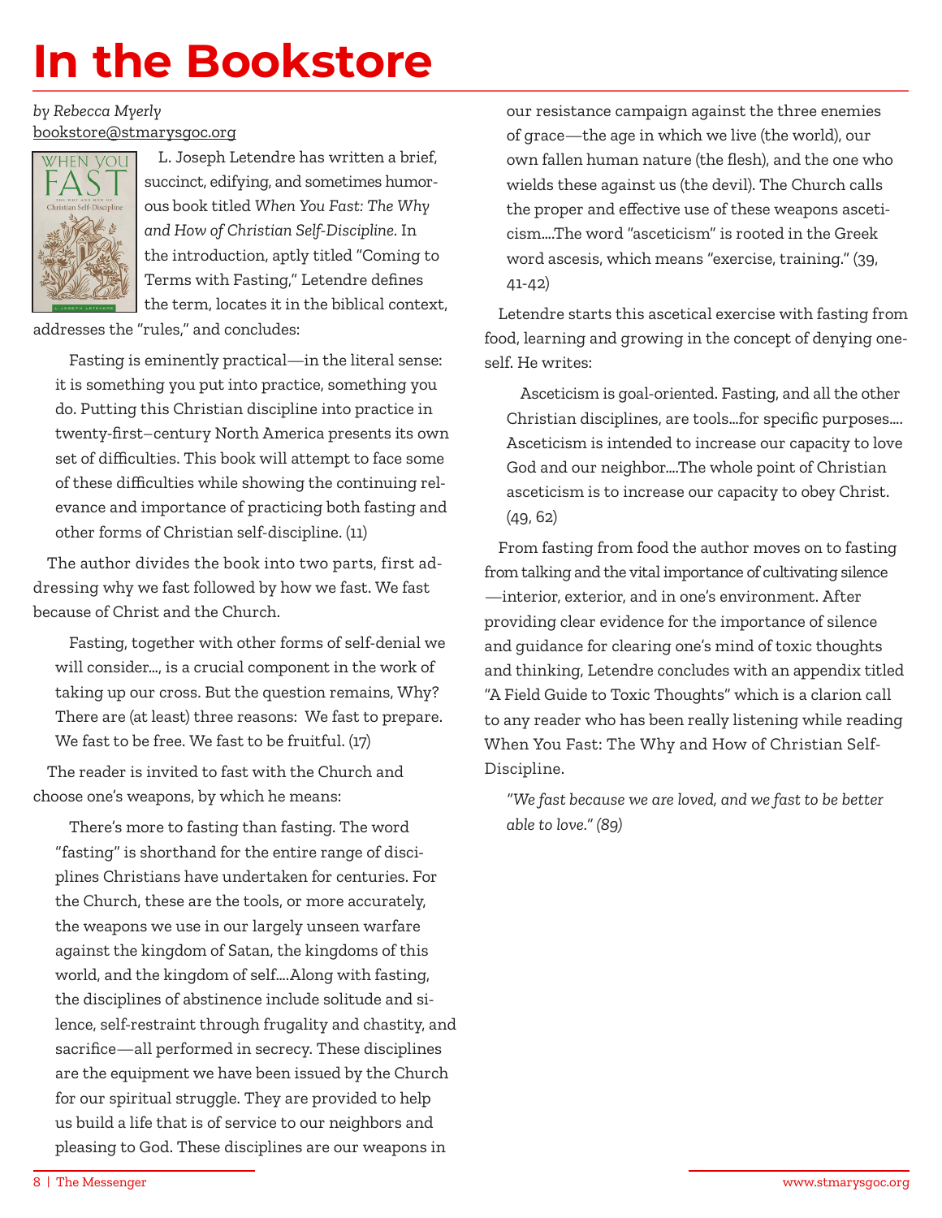# In the Bookstore

*by Rebecca Myerly*
bookstore@stmarysgoc.org

L. Joseph Letendre has written a brief, succinct, edifying, and sometimes humorous book titled *When You Fast: The Why and How of Christian Self-Discipline.* In the introduction, aptly titled "Coming to Terms with Fasting," Letendre defines the term, locates it in the biblical context, addresses the "rules," and concludes:

> Fasting is eminently practical—in the literal sense: it is something you put into practice, something you do. Putting this Christian discipline into practice in twenty-first–century North America presents its own set of difficulties. This book will attempt to face some of these difficulties while showing the continuing relevance and importance of practicing both fasting and other forms of Christian self-discipline. (11)

The author divides the book into two parts, first addressing why we fast followed by how we fast. We fast because of Christ and the Church.

> Fasting, together with other forms of self-denial we will consider..., is a crucial component in the work of taking up our cross. But the question remains, Why? There are (at least) three reasons: We fast to prepare. We fast to be free. We fast to be fruitful. (17)

The reader is invited to fast with the Church and choose one's weapons, by which he means:

> There's more to fasting than fasting. The word "fasting" is shorthand for the entire range of disciplines Christians have undertaken for centuries. For the Church, these are the tools, or more accurately, the weapons we use in our largely unseen warfare against the kingdom of Satan, the kingdoms of this world, and the kingdom of self....Along with fasting, the disciplines of abstinence include solitude and silence, self-restraint through frugality and chastity, and sacrifice—all performed in secrecy. These disciplines are the equipment we have been issued by the Church for our spiritual struggle. They are provided to help us build a life that is of service to our neighbors and pleasing to God. These disciplines are our weapons in our resistance campaign against the three enemies of grace—the age in which we live (the world), our own fallen human nature (the flesh), and the one who wields these against us (the devil). The Church calls the proper and effective use of these weapons asceticism....The word "asceticism" is rooted in the Greek word ascesis, which means "exercise, training." (39, 41-42)

Letendre starts this ascetical exercise with fasting from food, learning and growing in the concept of denying oneself. He writes:

> Asceticism is goal-oriented. Fasting, and all the other Christian disciplines, are tools...for specific purposes.... Asceticism is intended to increase our capacity to love God and our neighbor....The whole point of Christian asceticism is to increase our capacity to obey Christ. (49, 62)

From fasting from food the author moves on to fasting from talking and the vital importance of cultivating silence—interior, exterior, and in one's environment. After providing clear evidence for the importance of silence and guidance for clearing one's mind of toxic thoughts and thinking, Letendre concludes with an appendix titled "A Field Guide to Toxic Thoughts" which is a clarion call to any reader who has been really listening while reading When You Fast: The Why and How of Christian Self-Discipline.

> *"We fast because we are loved, and we fast to be better able to love." (89)*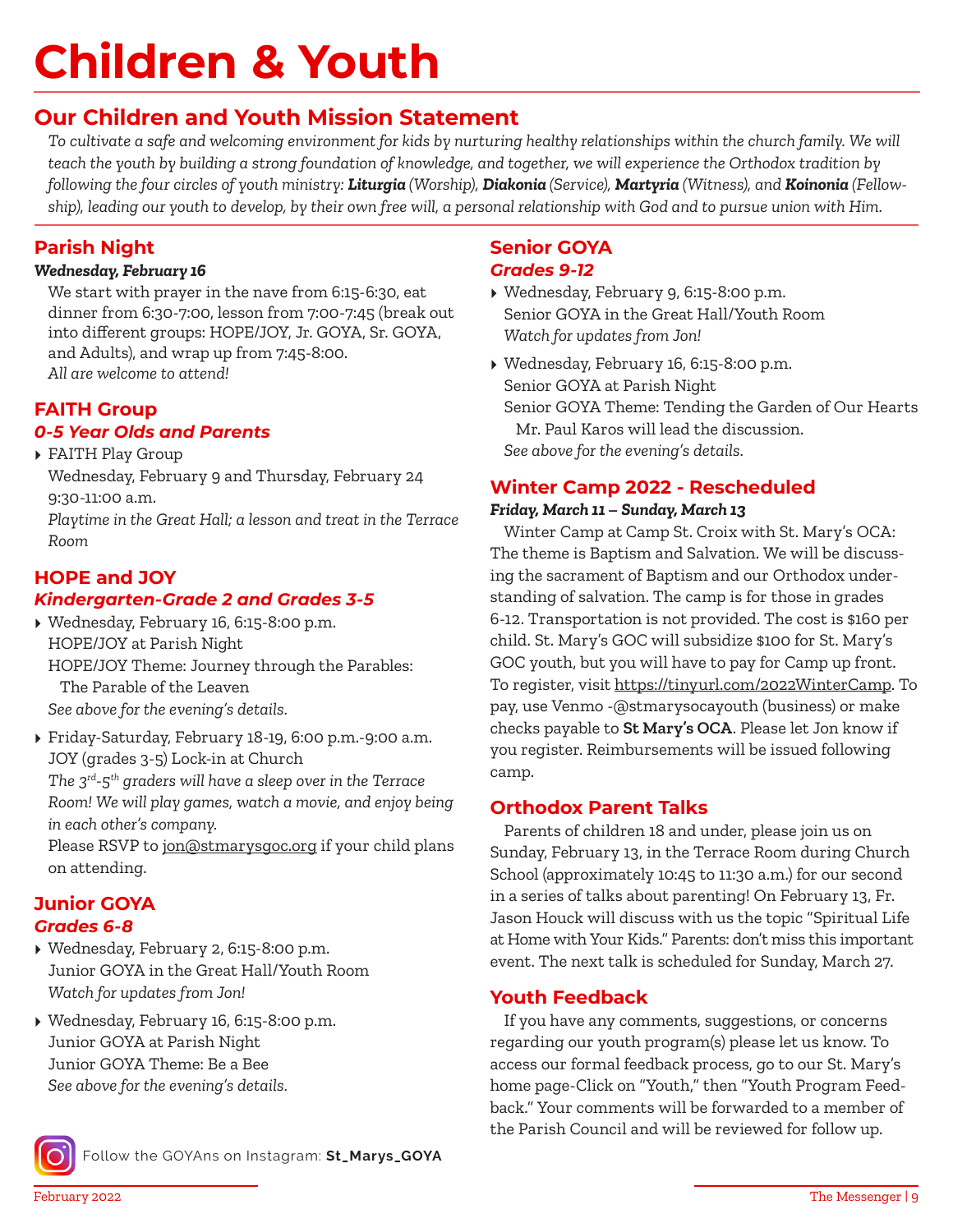# Children & Youth

## Our Children and Youth Mission Statement

*To cultivate a safe and welcoming environment for kids by nurturing healthy relationships within the church family. We will teach the youth by building a strong foundation of knowledge, and together, we will experience the Orthodox tradition by following the four circles of youth ministry:* ***Liturgia*** *(Worship),* ***Diakonia*** *(Service),* ***Martyria*** *(Witness), and* ***Koinonia*** *(Fellowship), leading our youth to develop, by their own free will, a personal relationship with God and to pursue union with Him.*

## Parish Night

***Wednesday, February 16***

We start with prayer in the nave from 6:15-6:30, eat dinner from 6:30-7:00, lesson from 7:00-7:45 (break out into different groups: HOPE/JOY, Jr. GOYA, Sr. GOYA, and Adults), and wrap up from 7:45-8:00.
*All are welcome to attend!*

## FAITH Group
### *0-5 Year Olds and Parents*

- FAITH Play Group
  Wednesday, February 9 and Thursday, February 24
  9:30-11:00 a.m.
  *Playtime in the Great Hall; a lesson and treat in the Terrace Room*

## HOPE and JOY
### *Kindergarten-Grade 2 and Grades 3-5*

- Wednesday, February 16, 6:15-8:00 p.m.
  HOPE/JOY at Parish Night
  HOPE/JOY Theme: Journey through the Parables: The Parable of the Leaven
  *See above for the evening's details.*
- Friday-Saturday, February 18-19, 6:00 p.m.-9:00 a.m.
  JOY (grades 3-5) Lock-in at Church
  *The 3rd-5th graders will have a sleep over in the Terrace Room! We will play games, watch a movie, and enjoy being in each other's company.*
  Please RSVP to jon@stmarysgoc.org if your child plans on attending.

## Junior GOYA
### *Grades 6-8*

- Wednesday, February 2, 6:15-8:00 p.m.
  Junior GOYA in the Great Hall/Youth Room
  *Watch for updates from Jon!*
- Wednesday, February 16, 6:15-8:00 p.m.
  Junior GOYA at Parish Night
  Junior GOYA Theme: Be a Bee
  *See above for the evening's details.*

Follow the GOYAns on Instagram: **St_Marys_GOYA**

## Senior GOYA
### *Grades 9-12*

- Wednesday, February 9, 6:15-8:00 p.m.
  Senior GOYA in the Great Hall/Youth Room
  *Watch for updates from Jon!*
- Wednesday, February 16, 6:15-8:00 p.m.
  Senior GOYA at Parish Night
  Senior GOYA Theme: Tending the Garden of Our Hearts
  Mr. Paul Karos will lead the discussion.
  *See above for the evening's details.*

## Winter Camp 2022 - Rescheduled

***Friday, March 11 – Sunday, March 13***

Winter Camp at Camp St. Croix with St. Mary's OCA: The theme is Baptism and Salvation. We will be discussing the sacrament of Baptism and our Orthodox understanding of salvation. The camp is for those in grades 6-12. Transportation is not provided. The cost is $160 per child. St. Mary's GOC will subsidize $100 for St. Mary's GOC youth, but you will have to pay for Camp up front. To register, visit https://tinyurl.com/2022WinterCamp. To pay, use Venmo -@stmarysocayouth (business) or make checks payable to **St Mary's OCA**. Please let Jon know if you register. Reimbursements will be issued following camp.

## Orthodox Parent Talks

Parents of children 18 and under, please join us on Sunday, February 13, in the Terrace Room during Church School (approximately 10:45 to 11:30 a.m.) for our second in a series of talks about parenting! On February 13, Fr. Jason Houck will discuss with us the topic "Spiritual Life at Home with Your Kids." Parents: don't miss this important event. The next talk is scheduled for Sunday, March 27.

## Youth Feedback

If you have any comments, suggestions, or concerns regarding our youth program(s) please let us know. To access our formal feedback process, go to our St. Mary's home page-Click on "Youth," then "Youth Program Feedback." Your comments will be forwarded to a member of the Parish Council and will be reviewed for follow up.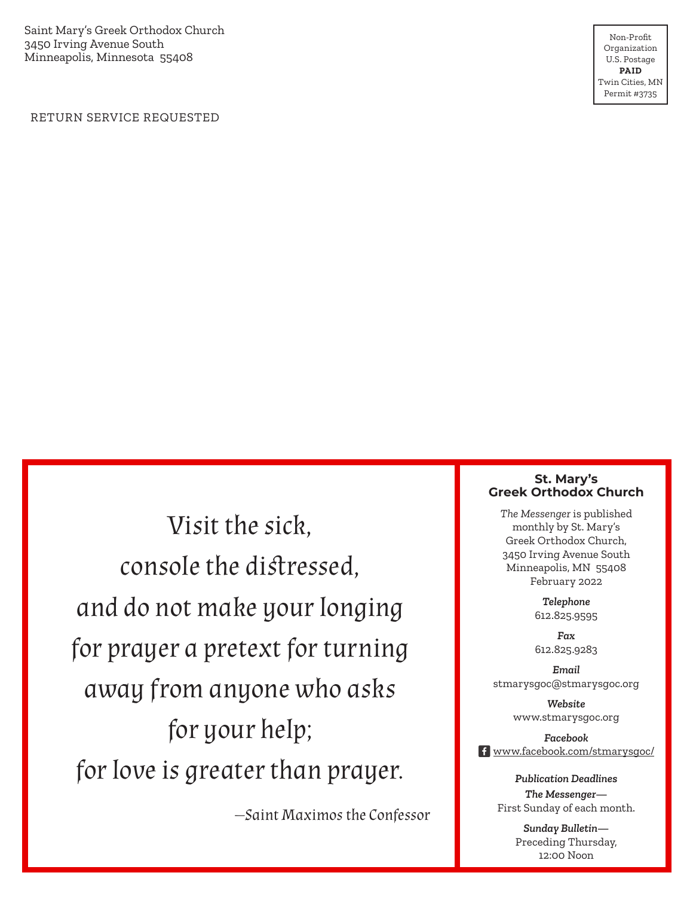Saint Mary's Greek Orthodox Church
3450 Irving Avenue South
Minneapolis, Minnesota 55408

Non-Profit
Organization
U.S. Postage
**PAID**
Twin Cities, MN
Permit #3735

RETURN SERVICE REQUESTED

*Visit the sick,*
*console the distressed,*
*and do not make your longing*
*for prayer a pretext for turning*
*away from anyone who asks*
*for your help;*
*for love is greater than prayer.*

*—Saint Maximos the Confessor*

### St. Mary's Greek Orthodox Church

*The Messenger* is published monthly by St. Mary's Greek Orthodox Church, 3450 Irving Avenue South Minneapolis, MN 55408
February 2022

***Telephone***
612.825.9595

***Fax***
612.825.9283

***Email***
stmarysgoc@stmarysgoc.org

***Website***
www.stmarysgoc.org

***Facebook***
www.facebook.com/stmarysgoc/

***Publication Deadlines***

***The Messenger—***
First Sunday of each month.

***Sunday Bulletin—***
Preceding Thursday, 12:00 Noon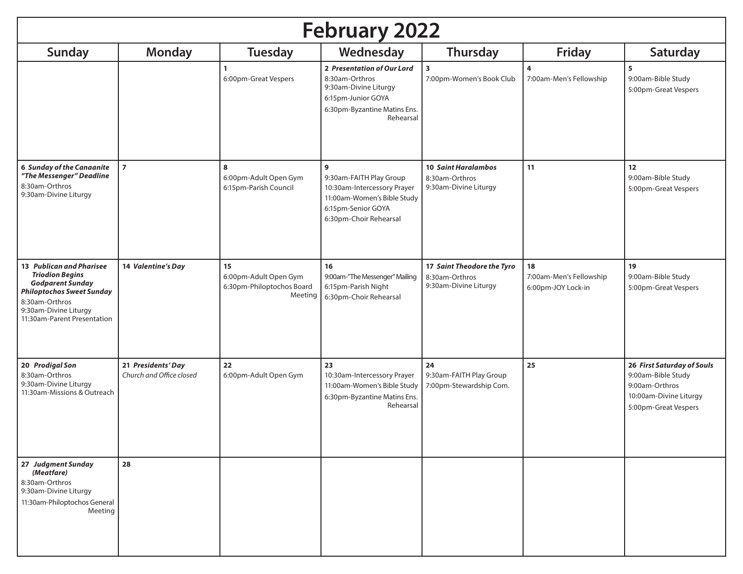# February 2022

| Sunday | Monday | Tuesday | Wednesday | Thursday | Friday | Saturday |
| --- | --- | --- | --- | --- | --- | --- |
| | | **1**<br>6:00pm-Great Vespers | **2** ***Presentation of Our Lord***<br>8:30am-Orthros<br>9:30am-Divine Liturgy<br>6:15pm-Junior GOYA<br>6:30pm-Byzantine Matins Ens. Rehearsal | **3**<br>7:00pm-Women's Book Club | **4**<br>7:00am-Men's Fellowship | **5**<br>9:00am-Bible Study<br>5:00pm-Great Vespers |
| **6** ***Sunday of the Canaanite***<br>***"The Messenger" Deadline***<br>8:30am-Orthros<br>9:30am-Divine Liturgy | **7** | **8**<br>6:00pm-Adult Open Gym<br>6:15pm-Parish Council | **9**<br>9:30am-FAITH Play Group<br>10:30am-Intercessory Prayer<br>11:00am-Women's Bible Study<br>6:15pm-Senior GOYA<br>6:30pm-Choir Rehearsal | **10** ***Saint Haralambos***<br>8:30am-Orthros<br>9:30am-Divine Liturgy | **11** | **12**<br>9:00am-Bible Study<br>5:00pm-Great Vespers |
| **13** ***Publican and Pharisee***<br>***Triodion Begins***<br>***Godparent Sunday***<br>***Philoptochos Sweet Sunday***<br>8:30am-Orthros<br>9:30am-Divine Liturgy<br>11:30am-Parent Presentation | **14** ***Valentine's Day*** | **15**<br>6:00pm-Adult Open Gym<br>6:30pm-Philoptochos Board Meeting | **16**<br>9:00am-"The Messenger" Mailing<br>6:15pm-Parish Night<br>6:30pm-Choir Rehearsal | **17** ***Saint Theodore the Tyro***<br>8:30am-Orthros<br>9:30am-Divine Liturgy | **18**<br>7:00am-Men's Fellowship<br>6:00pm-JOY Lock-in | **19**<br>9:00am-Bible Study<br>5:00pm-Great Vespers |
| **20** ***Prodigal Son***<br>8:30am-Orthros<br>9:30am-Divine Liturgy<br>11:30am-Missions & Outreach | **21** ***Presidents' Day***<br>*Church and Office closed* | **22**<br>6:00pm-Adult Open Gym | **23**<br>10:30am-Intercessory Prayer<br>11:00am-Women's Bible Study<br>6:30pm-Byzantine Matins Ens. Rehearsal | **24**<br>9:30am-FAITH Play Group<br>7:00pm-Stewardship Com. | **25** | **26** ***First Saturday of Souls***<br>9:00am-Bible Study<br>9:00am-Orthros<br>10:00am-Divine Liturgy<br>5:00pm-Great Vespers |
| **27** ***Judgment Sunday (Meatfare)***<br>8:30am-Orthros<br>9:30am-Divine Liturgy<br>11:30am-Philoptochos General Meeting | **28** | | | | | |